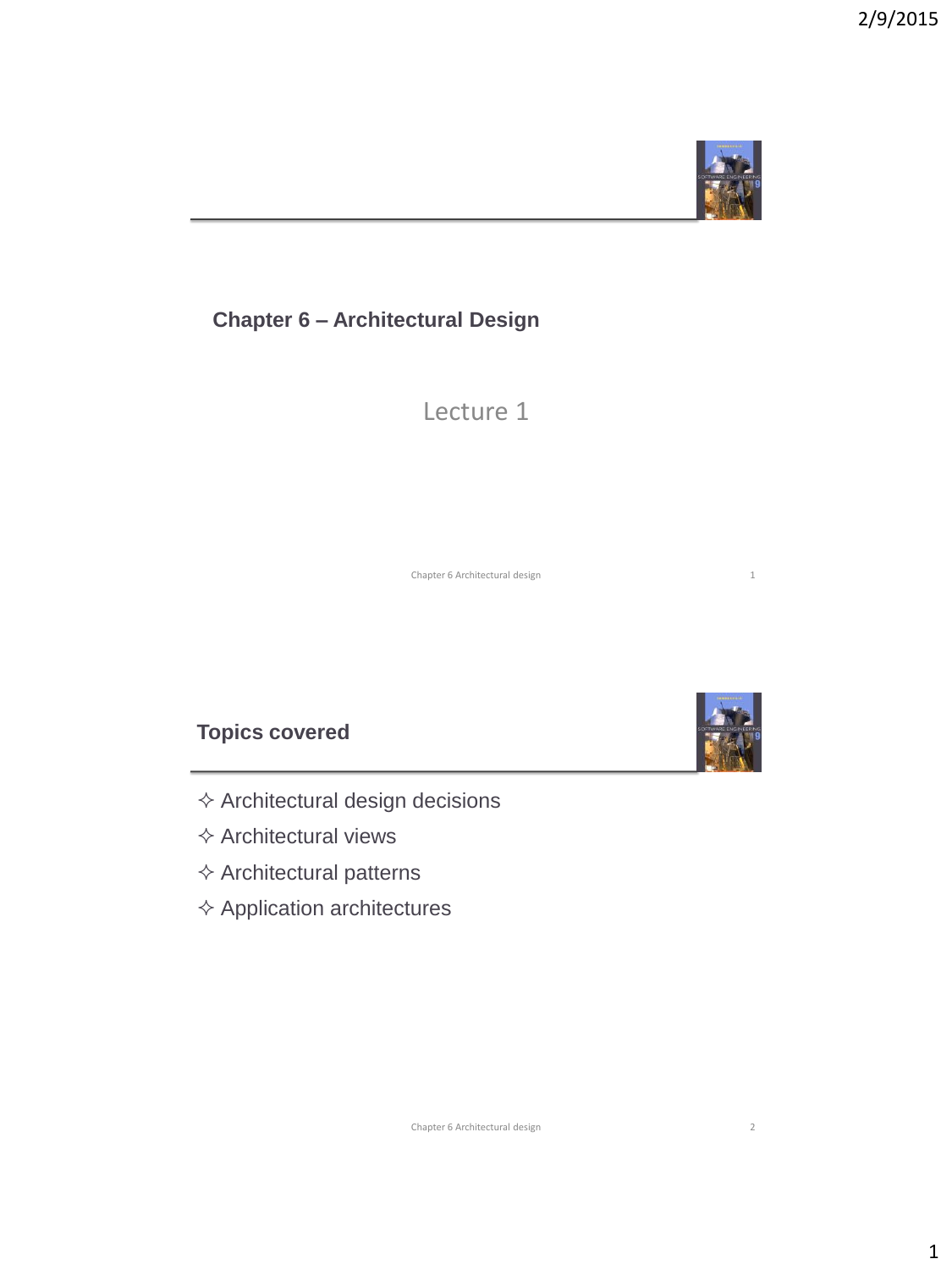# Chapter 6 – Architectural Design

Lecture 1

## Topics covered

- ✧ Architectural design decisions
- ✧ Architectural views
- ✧ Architectural patterns
- ✧ Application architectures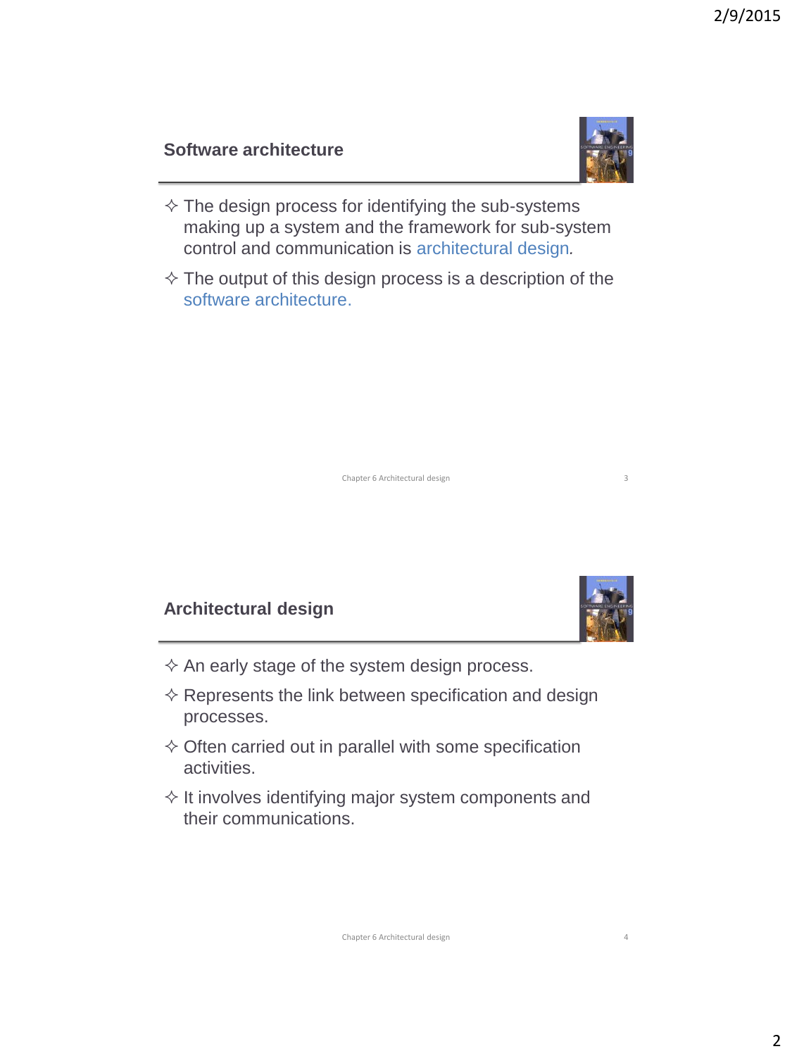## Software architecture

- The design process for identifying the sub-systems making up a system and the framework for sub-system control and communication is architectural design.
- The output of this design process is a description of the software architecture.

## Architectural design

- An early stage of the system design process.
- Represents the link between specification and design processes.
- Often carried out in parallel with some specification activities.
- It involves identifying major system components and their communications.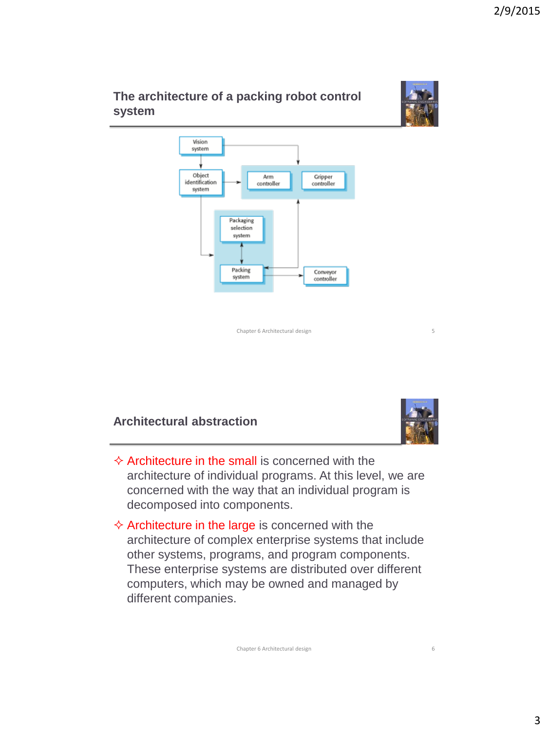## The architecture of a packing robot control system

Vision system

Object identification system

Arm controller

Gripper controller

Packaging selection system

Packing system

Conveyor controller

Chapter 6 Architectural design

## Architectural abstraction

- Architecture in the small is concerned with the architecture of individual programs. At this level, we are concerned with the way that an individual program is decomposed into components.
- Architecture in the large is concerned with the architecture of complex enterprise systems that include other systems, programs, and program components. These enterprise systems are distributed over different computers, which may be owned and managed by different companies.

Chapter 6 Architectural design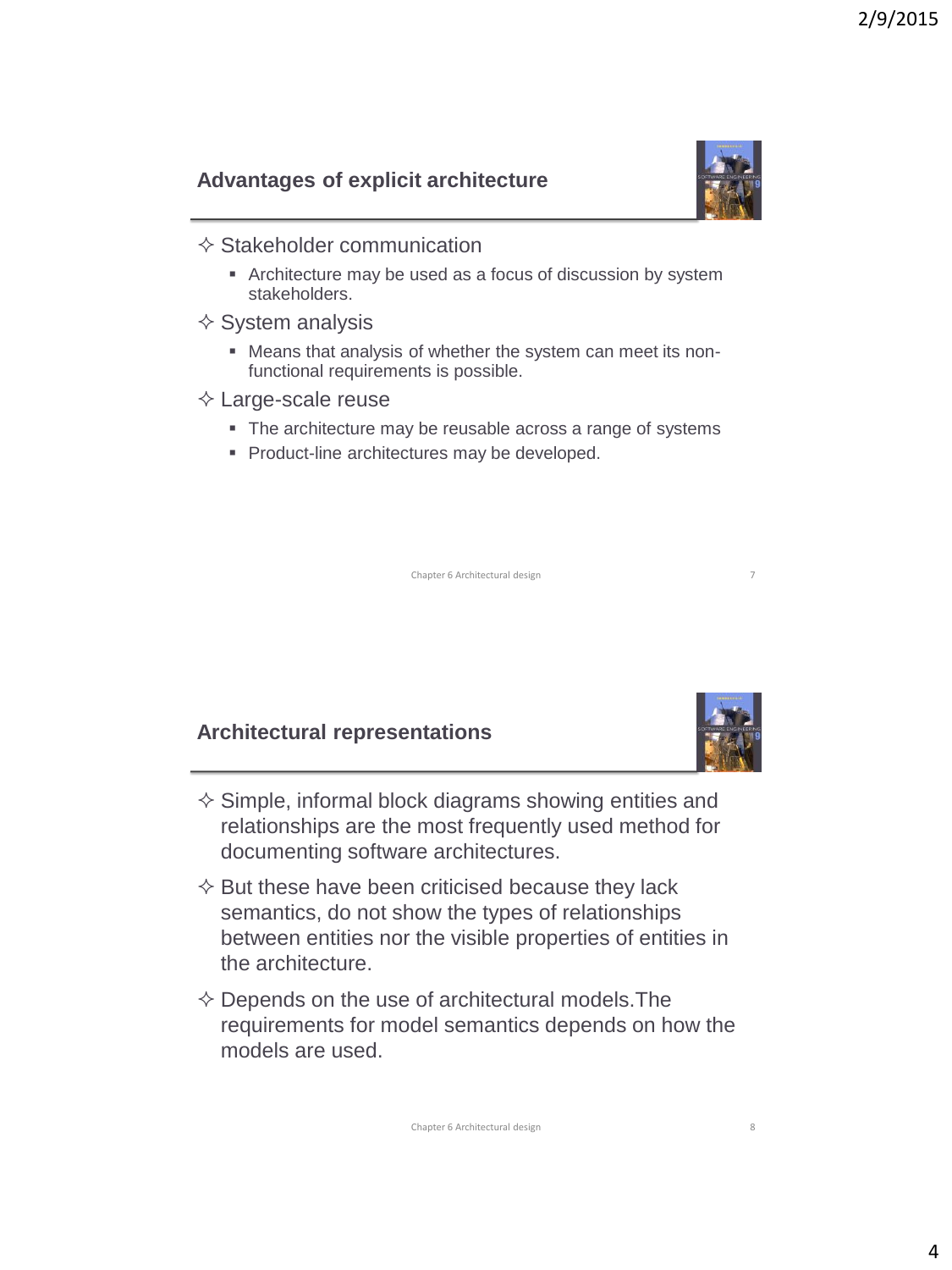## Advantages of explicit architecture

- Stakeholder communication
  - Architecture may be used as a focus of discussion by system stakeholders.
- System analysis
  - Means that analysis of whether the system can meet its non-functional requirements is possible.
- Large-scale reuse
  - The architecture may be reusable across a range of systems
  - Product-line architectures may be developed.

## Architectural representations

- Simple, informal block diagrams showing entities and relationships are the most frequently used method for documenting software architectures.
- But these have been criticised because they lack semantics, do not show the types of relationships between entities nor the visible properties of entities in the architecture.
- Depends on the use of architectural models.The requirements for model semantics depends on how the models are used.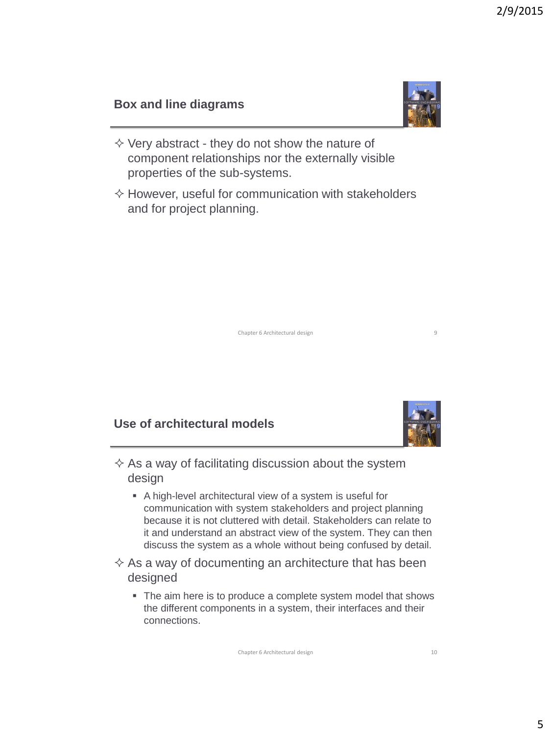## Box and line diagrams

- ✧ Very abstract - they do not show the nature of component relationships nor the externally visible properties of the sub-systems.
- ✧ However, useful for communication with stakeholders and for project planning.

## Use of architectural models

- ✧ As a way of facilitating discussion about the system design
  - A high-level architectural view of a system is useful for communication with system stakeholders and project planning because it is not cluttered with detail. Stakeholders can relate to it and understand an abstract view of the system. They can then discuss the system as a whole without being confused by detail.
- ✧ As a way of documenting an architecture that has been designed
  - The aim here is to produce a complete system model that shows the different components in a system, their interfaces and their connections.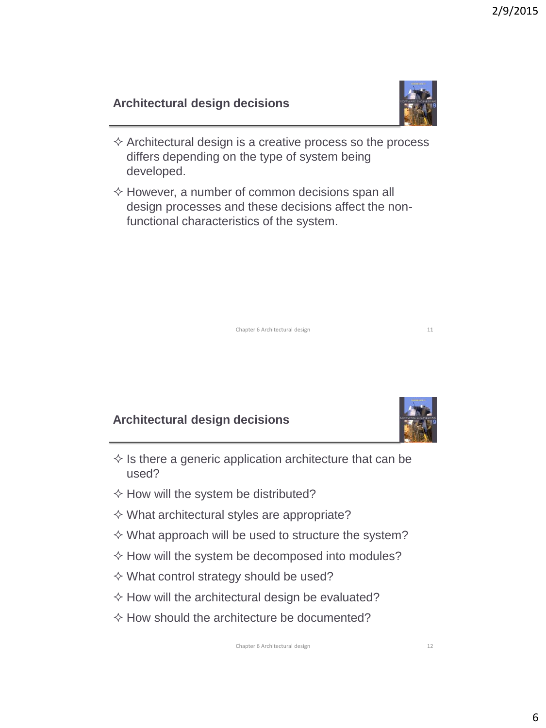## Architectural design decisions

- Architectural design is a creative process so the process differs depending on the type of system being developed.
- However, a number of common decisions span all design processes and these decisions affect the non-functional characteristics of the system.

## Architectural design decisions

- Is there a generic application architecture that can be used?
- How will the system be distributed?
- What architectural styles are appropriate?
- What approach will be used to structure the system?
- How will the system be decomposed into modules?
- What control strategy should be used?
- How will the architectural design be evaluated?
- How should the architecture be documented?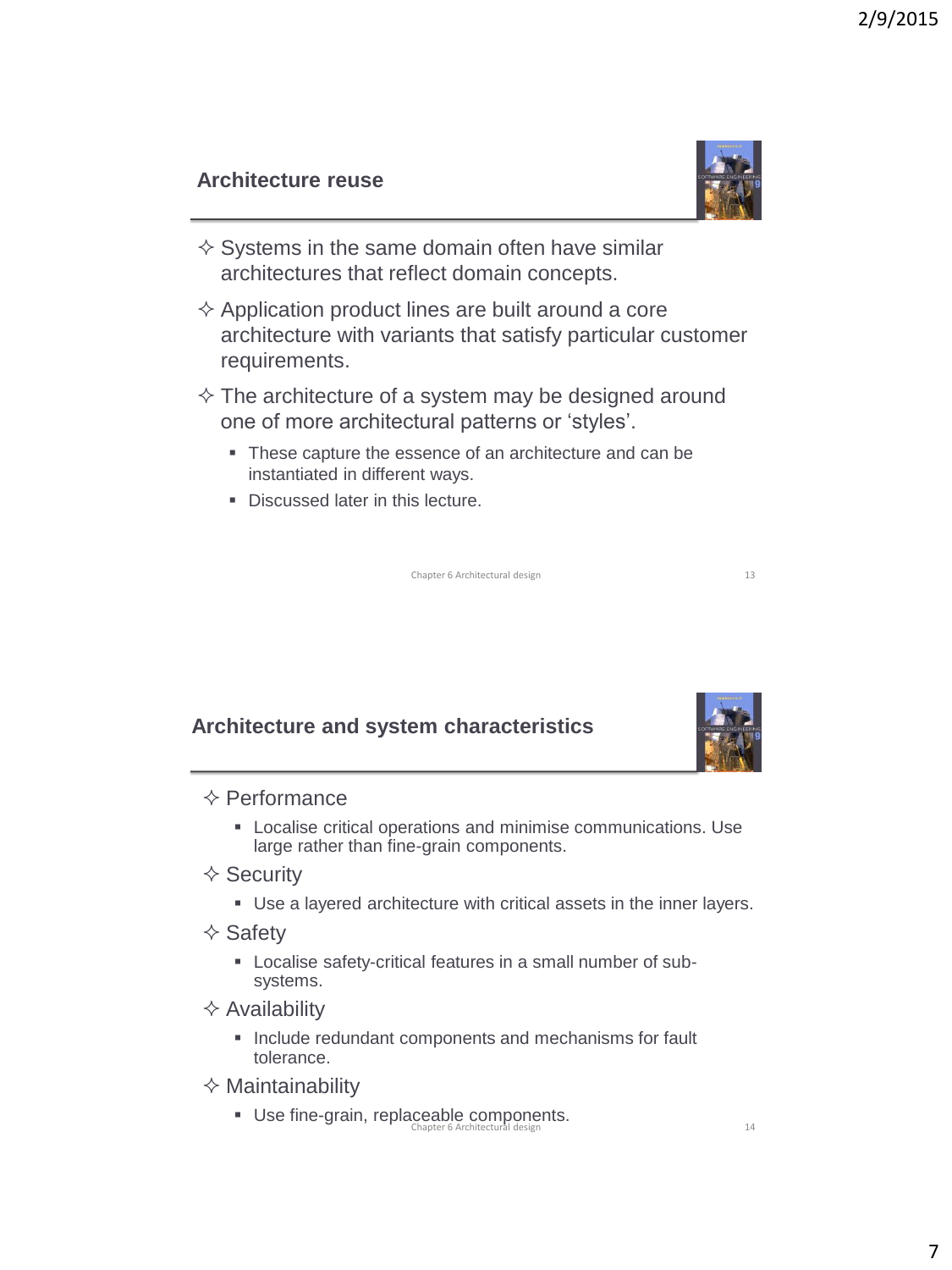## Architecture reuse

- Systems in the same domain often have similar architectures that reflect domain concepts.
- Application product lines are built around a core architecture with variants that satisfy particular customer requirements.
- The architecture of a system may be designed around one of more architectural patterns or 'styles'.
  - These capture the essence of an architecture and can be instantiated in different ways.
  - Discussed later in this lecture.

## Architecture and system characteristics

- Performance
  - Localise critical operations and minimise communications. Use large rather than fine-grain components.
- Security
  - Use a layered architecture with critical assets in the inner layers.
- Safety
  - Localise safety-critical features in a small number of sub-systems.
- Availability
  - Include redundant components and mechanisms for fault tolerance.
- Maintainability
  - Use fine-grain, replaceable components.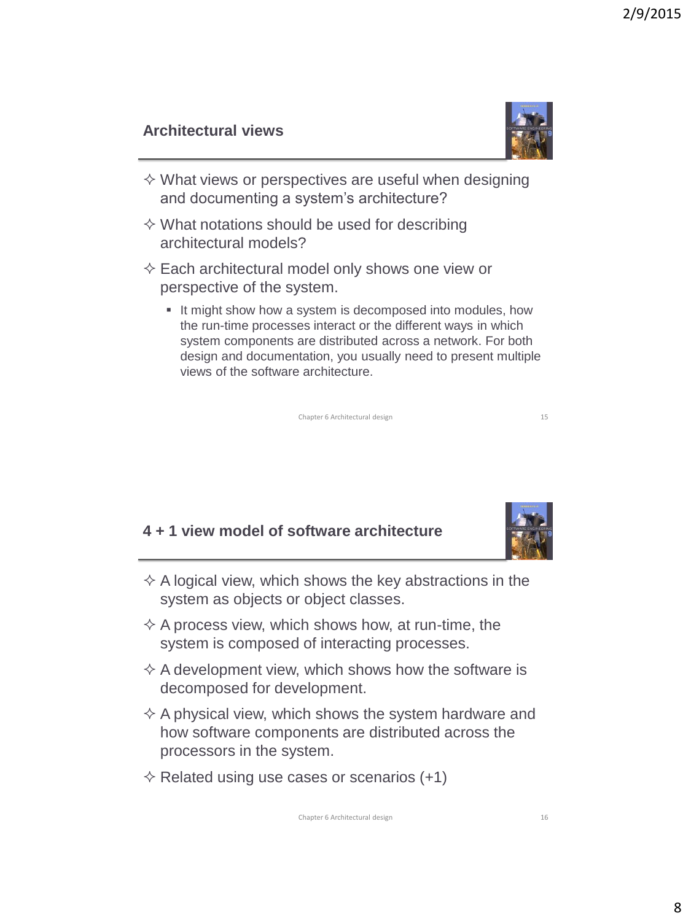## Architectural views

- What views or perspectives are useful when designing and documenting a system's architecture?
- What notations should be used for describing architectural models?
- Each architectural model only shows one view or perspective of the system.
  - It might show how a system is decomposed into modules, how the run-time processes interact or the different ways in which system components are distributed across a network. For both design and documentation, you usually need to present multiple views of the software architecture.

## 4 + 1 view model of software architecture

- A logical view, which shows the key abstractions in the system as objects or object classes.
- A process view, which shows how, at run-time, the system is composed of interacting processes.
- A development view, which shows how the software is decomposed for development.
- A physical view, which shows the system hardware and how software components are distributed across the processors in the system.
- Related using use cases or scenarios (+1)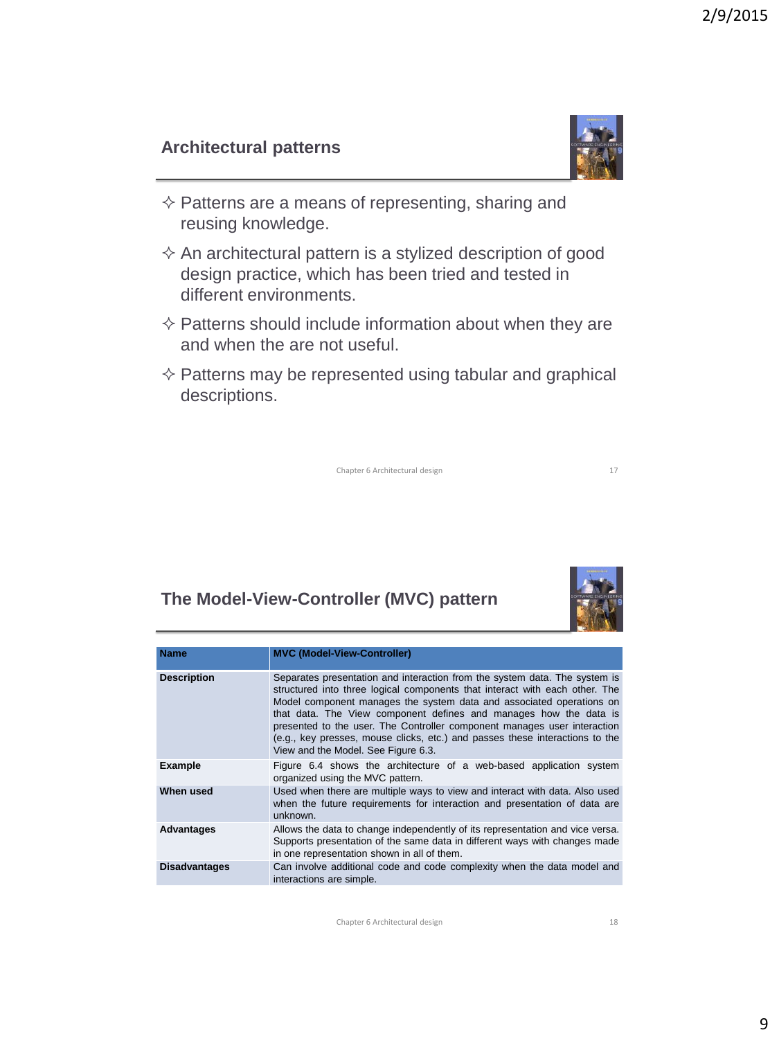## Architectural patterns

- Patterns are a means of representing, sharing and reusing knowledge.
- An architectural pattern is a stylized description of good design practice, which has been tried and tested in different environments.
- Patterns should include information about when they are and when the are not useful.
- Patterns may be represented using tabular and graphical descriptions.

## The Model-View-Controller (MVC) pattern

| Name | MVC (Model-View-Controller) |
|---|---|
| Description | Separates presentation and interaction from the system data. The system is structured into three logical components that interact with each other. The Model component manages the system data and associated operations on that data. The View component defines and manages how the data is presented to the user. The Controller component manages user interaction (e.g., key presses, mouse clicks, etc.) and passes these interactions to the View and the Model. See Figure 6.3. |
| Example | Figure 6.4 shows the architecture of a web-based application system organized using the MVC pattern. |
| When used | Used when there are multiple ways to view and interact with data. Also used when the future requirements for interaction and presentation of data are unknown. |
| Advantages | Allows the data to change independently of its representation and vice versa. Supports presentation of the same data in different ways with changes made in one representation shown in all of them. |
| Disadvantages | Can involve additional code and code complexity when the data model and interactions are simple. |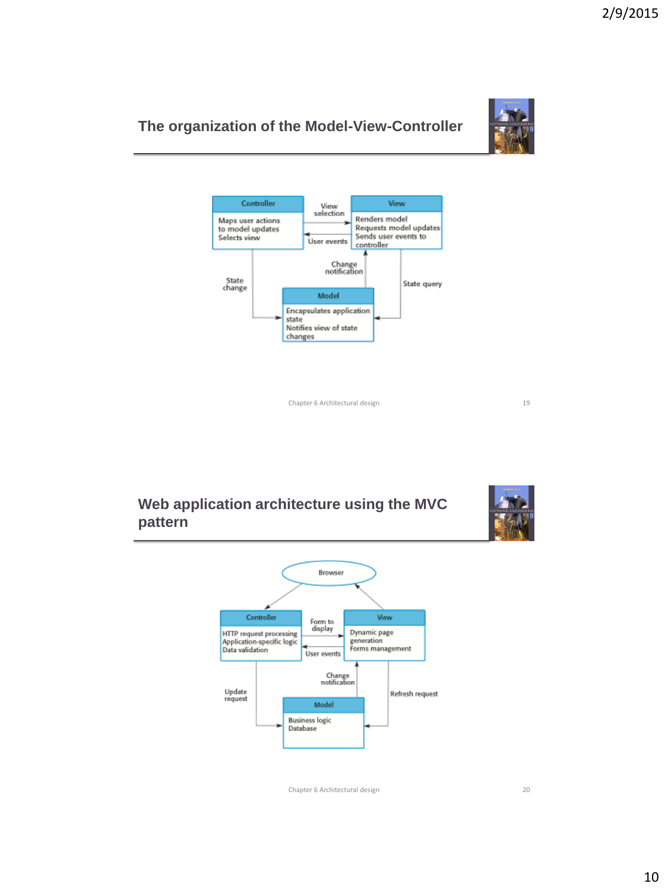## The organization of the Model-View-Controller

Controller
- Maps user actions to model updates
- Selects view

View
- Renders model
- Requests model updates
- Sends user events to controller

Model
- Encapsulates application state
- Notifies view of state changes

View selection — User events — Change notification — State change — State query

## Web application architecture using the MVC pattern

Browser

Controller
- HTTP request processing
- Application-specific logic
- Data validation

View
- Dynamic page generation
- Forms management

Model
- Business logic
- Database

Form to display — User events — Change notification — Update request — Refresh request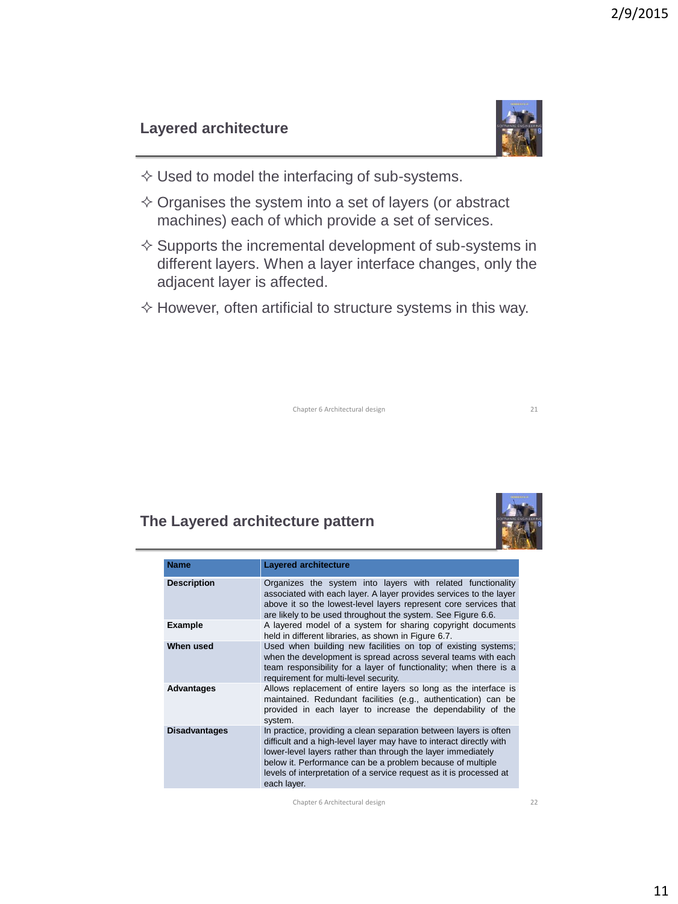## Layered architecture

- Used to model the interfacing of sub-systems.
- Organises the system into a set of layers (or abstract machines) each of which provide a set of services.
- Supports the incremental development of sub-systems in different layers. When a layer interface changes, only the adjacent layer is affected.
- However, often artificial to structure systems in this way.

## The Layered architecture pattern

| Name | Layered architecture |
| --- | --- |
| **Description** | Organizes the system into layers with related functionality associated with each layer. A layer provides services to the layer above it so the lowest-level layers represent core services that are likely to be used throughout the system. See Figure 6.6. |
| **Example** | A layered model of a system for sharing copyright documents held in different libraries, as shown in Figure 6.7. |
| **When used** | Used when building new facilities on top of existing systems; when the development is spread across several teams with each team responsibility for a layer of functionality; when there is a requirement for multi-level security. |
| **Advantages** | Allows replacement of entire layers so long as the interface is maintained. Redundant facilities (e.g., authentication) can be provided in each layer to increase the dependability of the system. |
| **Disadvantages** | In practice, providing a clean separation between layers is often difficult and a high-level layer may have to interact directly with lower-level layers rather than through the layer immediately below it. Performance can be a problem because of multiple levels of interpretation of a service request as it is processed at each layer. |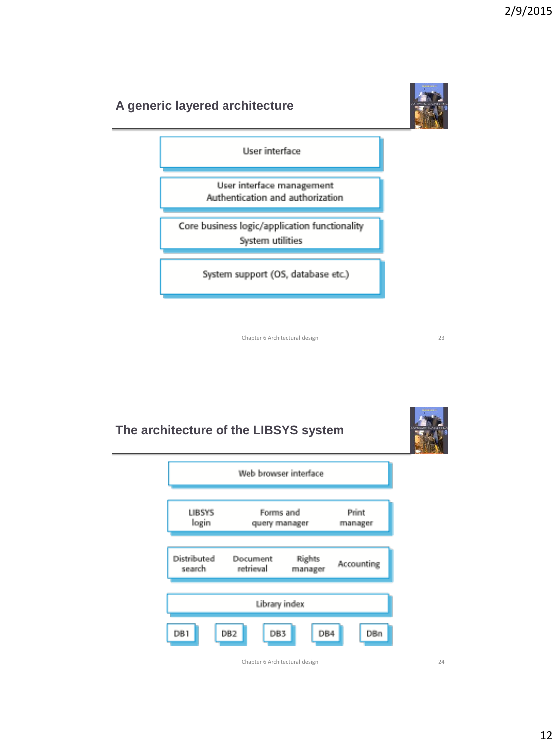## A generic layered architecture

User interface

User interface management
Authentication and authorization

Core business logic/application functionality
System utilities

System support (OS, database etc.)

Chapter 6 Architectural design

## The architecture of the LIBSYS system

Web browser interface

LIBSYS login | Forms and query manager | Print manager

Distributed search | Document retrieval | Rights manager | Accounting

Library index

DB1 | DB2 | DB3 | DB4 | DBn

Chapter 6 Architectural design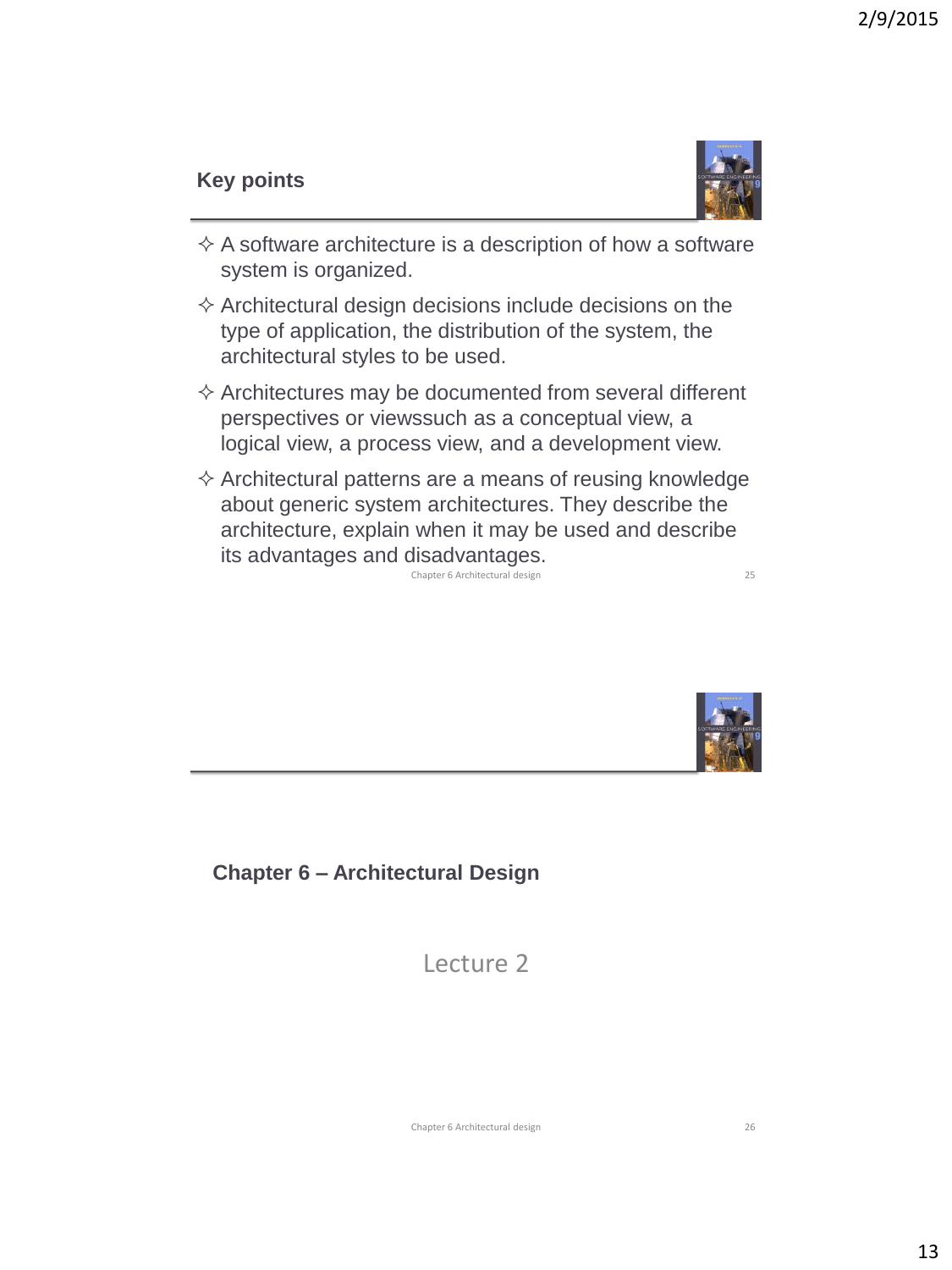## Key points

- A software architecture is a description of how a software system is organized.
- Architectural design decisions include decisions on the type of application, the distribution of the system, the architectural styles to be used.
- Architectures may be documented from several different perspectives or viewssuch as a conceptual view, a logical view, a process view, and a development view.
- Architectural patterns are a means of reusing knowledge about generic system architectures. They describe the architecture, explain when it may be used and describe its advantages and disadvantages.

## Chapter 6 – Architectural Design

Lecture 2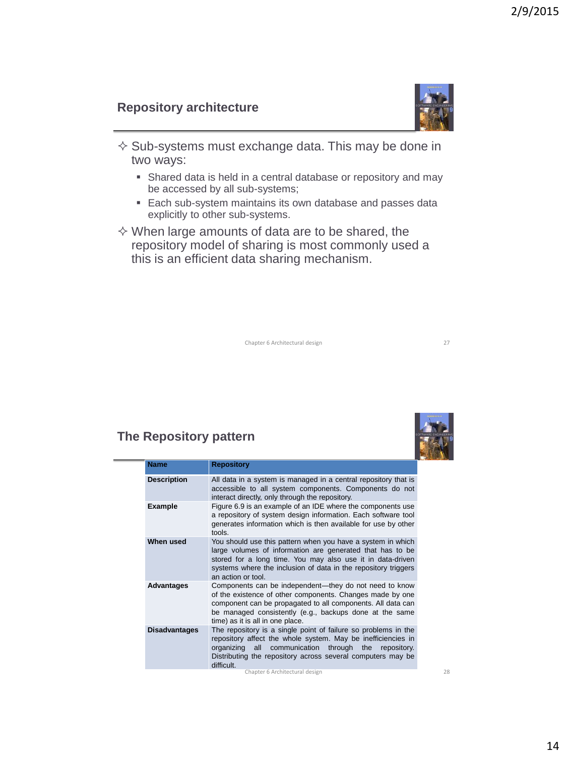## Repository architecture

- Sub-systems must exchange data. This may be done in two ways:
  - Shared data is held in a central database or repository and may be accessed by all sub-systems;
  - Each sub-system maintains its own database and passes data explicitly to other sub-systems.
- When large amounts of data are to be shared, the repository model of sharing is most commonly used a this is an efficient data sharing mechanism.

## The Repository pattern

| Name | Repository |
|---|---|
| Description | All data in a system is managed in a central repository that is accessible to all system components. Components do not interact directly, only through the repository. |
| Example | Figure 6.9 is an example of an IDE where the components use a repository of system design information. Each software tool generates information which is then available for use by other tools. |
| When used | You should use this pattern when you have a system in which large volumes of information are generated that has to be stored for a long time. You may also use it in data-driven systems where the inclusion of data in the repository triggers an action or tool. |
| Advantages | Components can be independent—they do not need to know of the existence of other components. Changes made by one component can be propagated to all components. All data can be managed consistently (e.g., backups done at the same time) as it is all in one place. |
| Disadvantages | The repository is a single point of failure so problems in the repository affect the whole system. May be inefficiencies in organizing all communication through the repository. Distributing the repository across several computers may be difficult. |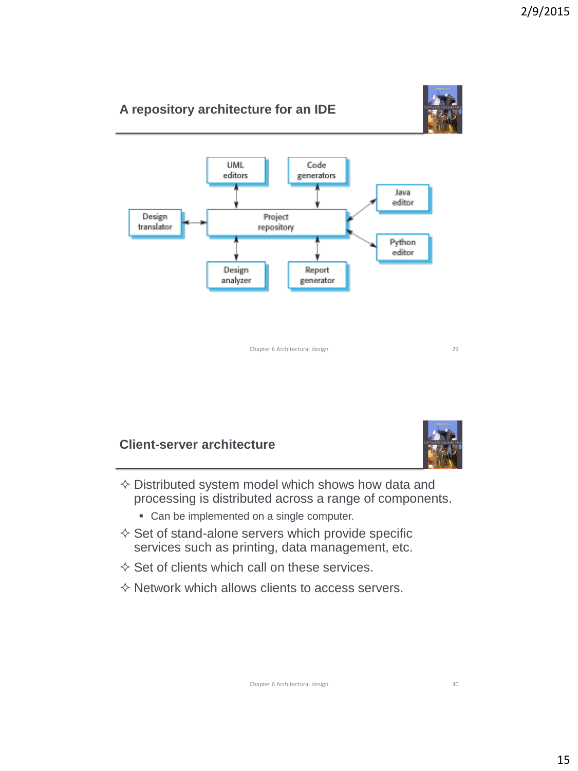## A repository architecture for an IDE

UML editors

Code generators

Java editor

Design translator

Project repository

Python editor

Design analyzer

Report generator

## Client-server architecture

- Distributed system model which shows how data and processing is distributed across a range of components.
  - Can be implemented on a single computer.
- Set of stand-alone servers which provide specific services such as printing, data management, etc.
- Set of clients which call on these services.
- Network which allows clients to access servers.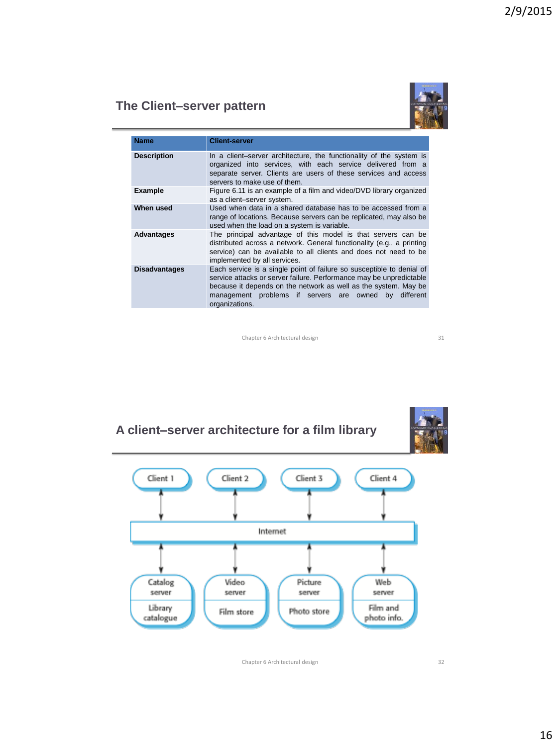## The Client–server pattern

| Name | Client-server |
| --- | --- |
| Description | In a client–server architecture, the functionality of the system is organized into services, with each service delivered from a separate server. Clients are users of these services and access servers to make use of them. |
| Example | Figure 6.11 is an example of a film and video/DVD library organized as a client–server system. |
| When used | Used when data in a shared database has to be accessed from a range of locations. Because servers can be replicated, may also be used when the load on a system is variable. |
| Advantages | The principal advantage of this model is that servers can be distributed across a network. General functionality (e.g., a printing service) can be available to all clients and does not need to be implemented by all services. |
| Disadvantages | Each service is a single point of failure so susceptible to denial of service attacks or server failure. Performance may be unpredictable because it depends on the network as well as the system. May be management problems if servers are owned by different organizations. |

## A client–server architecture for a film library

Client 1 | Client 2 | Client 3 | Client 4

Internet

Catalog server – Library catalogue | Video server – Film store | Picture server – Photo store | Web server – Film and photo info.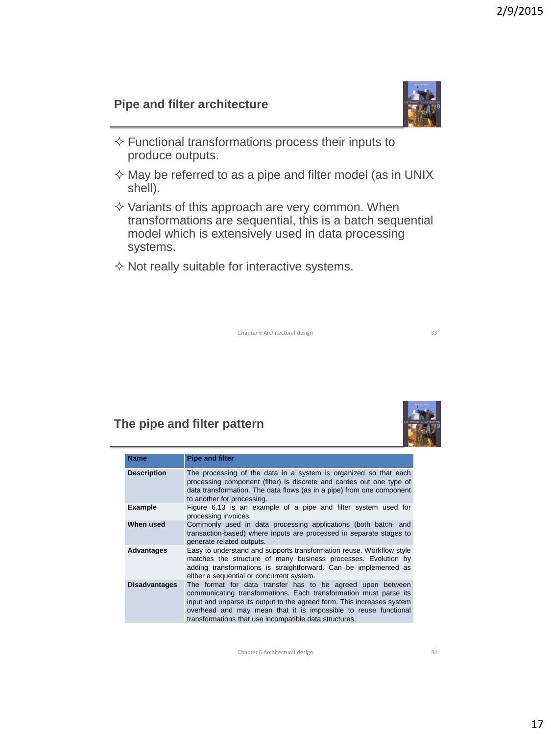## Pipe and filter architecture

- Functional transformations process their inputs to produce outputs.
- May be referred to as a pipe and filter model (as in UNIX shell).
- Variants of this approach are very common. When transformations are sequential, this is a batch sequential model which is extensively used in data processing systems.
- Not really suitable for interactive systems.

## The pipe and filter pattern

| Name | Pipe and filter |
| --- | --- |
| Description | The processing of the data in a system is organized so that each processing component (filter) is discrete and carries out one type of data transformation. The data flows (as in a pipe) from one component to another for processing. |
| Example | Figure 6.13 is an example of a pipe and filter system used for processing invoices. |
| When used | Commonly used in data processing applications (both batch- and transaction-based) where inputs are processed in separate stages to generate related outputs. |
| Advantages | Easy to understand and supports transformation reuse. Workflow style matches the structure of many business processes. Evolution by adding transformations is straightforward. Can be implemented as either a sequential or concurrent system. |
| Disadvantages | The format for data transfer has to be agreed upon between communicating transformations. Each transformation must parse its input and unparse its output to the agreed form. This increases system overhead and may mean that it is impossible to reuse functional transformations that use incompatible data structures. |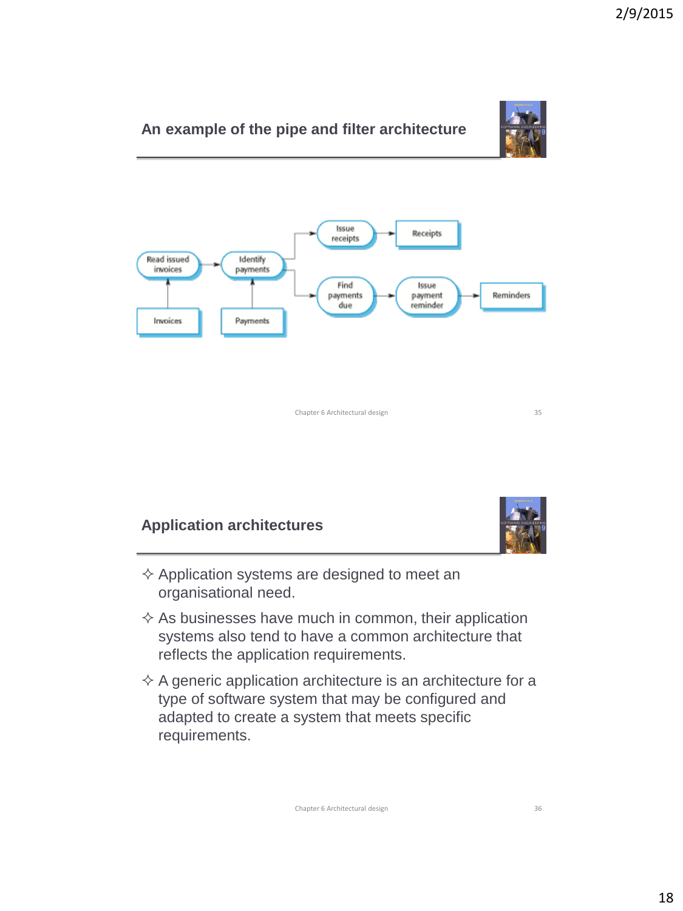## An example of the pipe and filter architecture

Read issued invoices → Identify payments → Issue receipts → Receipts

Identify payments → Find payments due → Issue payment reminder → Reminders

Invoices → Read issued invoices

Payments → Identify payments

## Application architectures

- Application systems are designed to meet an organisational need.
- As businesses have much in common, their application systems also tend to have a common architecture that reflects the application requirements.
- A generic application architecture is an architecture for a type of software system that may be configured and adapted to create a system that meets specific requirements.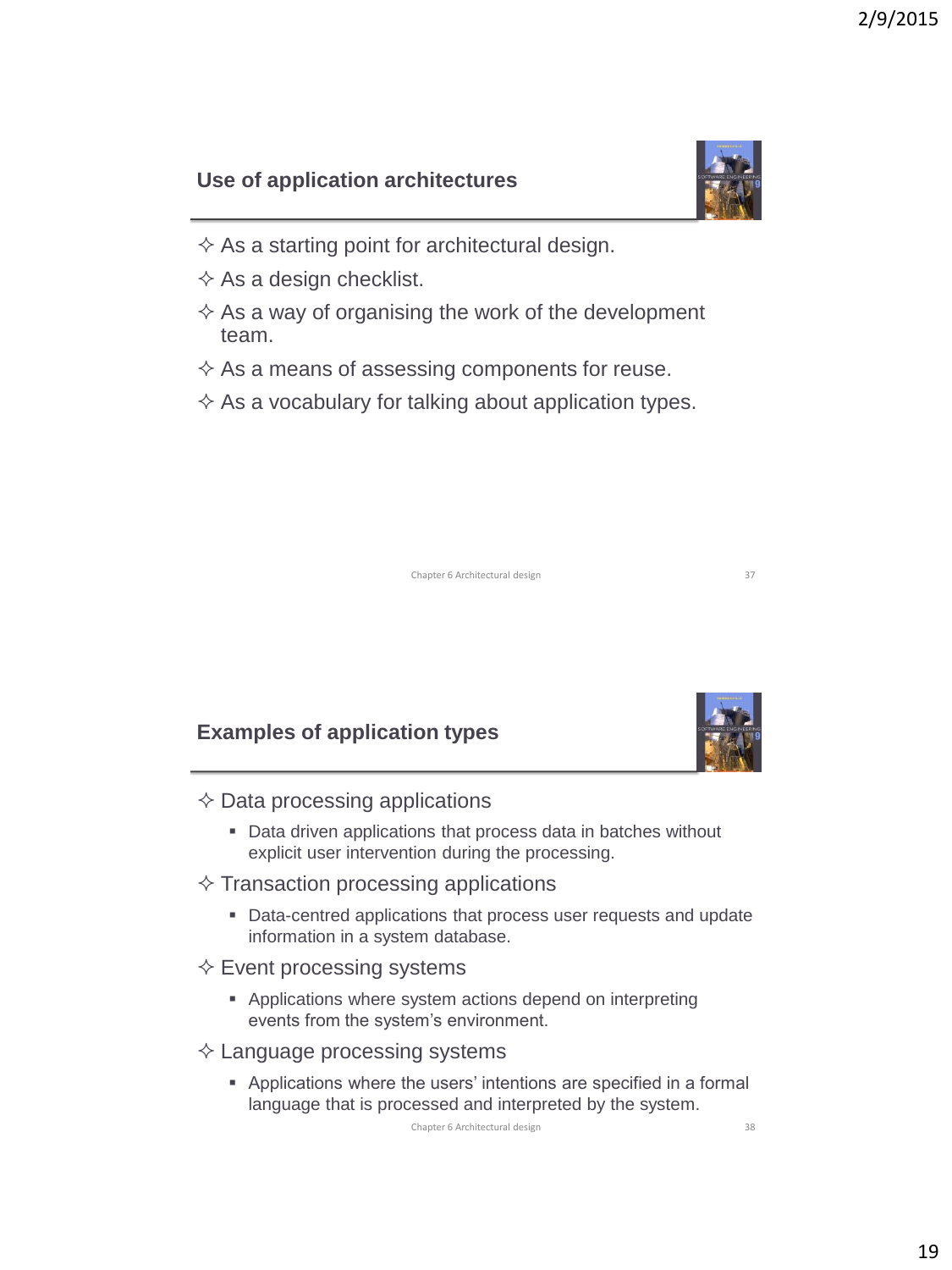## Use of application architectures

- As a starting point for architectural design.
- As a design checklist.
- As a way of organising the work of the development team.
- As a means of assessing components for reuse.
- As a vocabulary for talking about application types.

## Examples of application types

- Data processing applications
  - Data driven applications that process data in batches without explicit user intervention during the processing.
- Transaction processing applications
  - Data-centred applications that process user requests and update information in a system database.
- Event processing systems
  - Applications where system actions depend on interpreting events from the system's environment.
- Language processing systems
  - Applications where the users' intentions are specified in a formal language that is processed and interpreted by the system.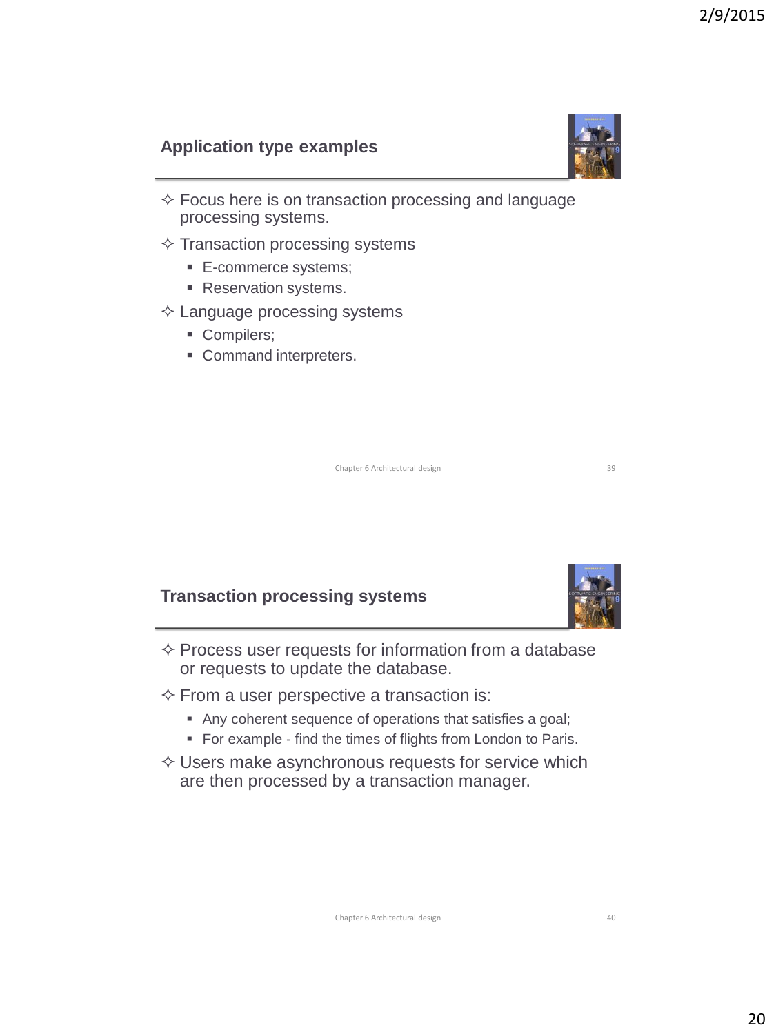## Application type examples

- Focus here is on transaction processing and language processing systems.
- Transaction processing systems
  - E-commerce systems;
  - Reservation systems.
- Language processing systems
  - Compilers;
  - Command interpreters.

## Transaction processing systems

- Process user requests for information from a database or requests to update the database.
- From a user perspective a transaction is:
  - Any coherent sequence of operations that satisfies a goal;
  - For example - find the times of flights from London to Paris.
- Users make asynchronous requests for service which are then processed by a transaction manager.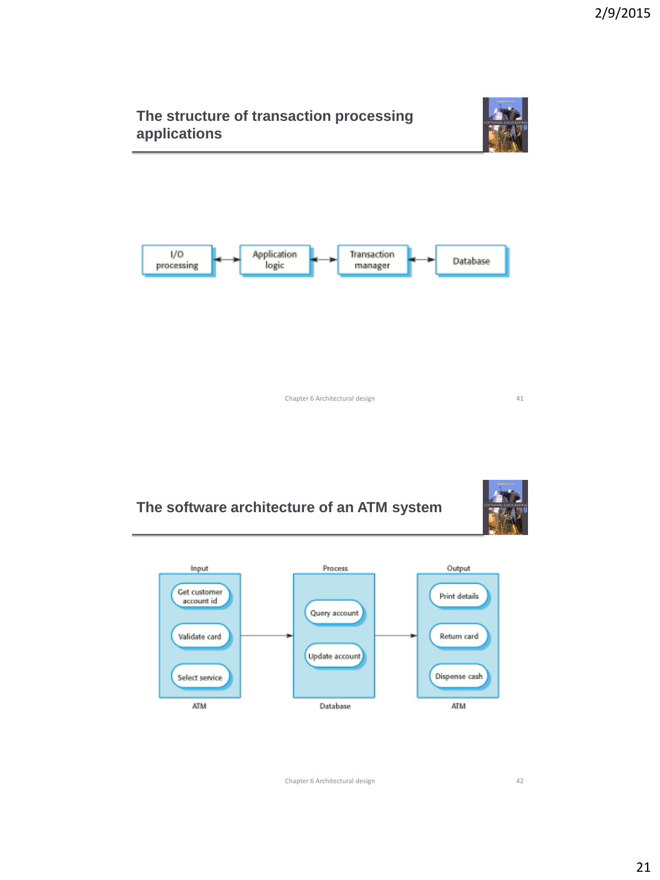## The structure of transaction processing applications

I/O processing ↔ Application logic ↔ Transaction manager ↔ Database

## The software architecture of an ATM system

| Input (ATM) | Process (Database) | Output (ATM) |
| --- | --- | --- |
| Get customer account id | Query account | Print details |
| Validate card | Update account | Return card |
| Select service | | Dispense cash |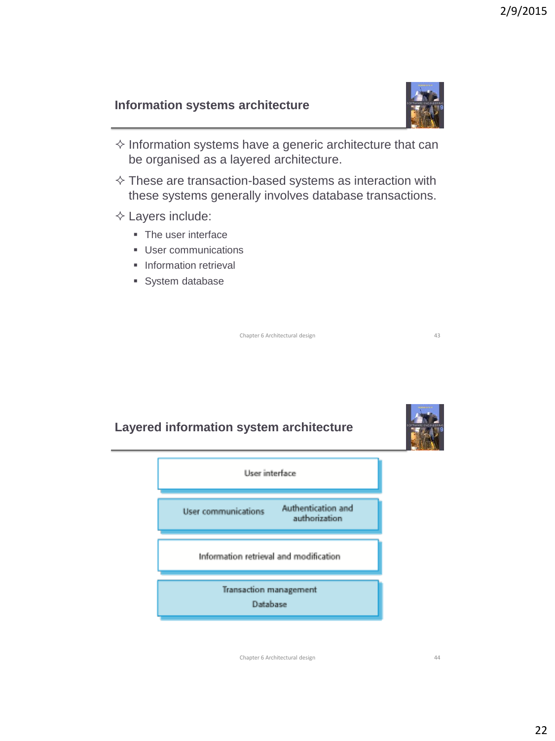## Information systems architecture

- Information systems have a generic architecture that can be organised as a layered architecture.
- These are transaction-based systems as interaction with these systems generally involves database transactions.
- Layers include:
  - The user interface
  - User communications
  - Information retrieval
  - System database

Chapter 6 Architectural design

## Layered information system architecture

| User interface | |
| --- | --- |
| User communications | Authentication and authorization |
| Information retrieval and modification | |
| Transaction management<br>Database | |

Chapter 6 Architectural design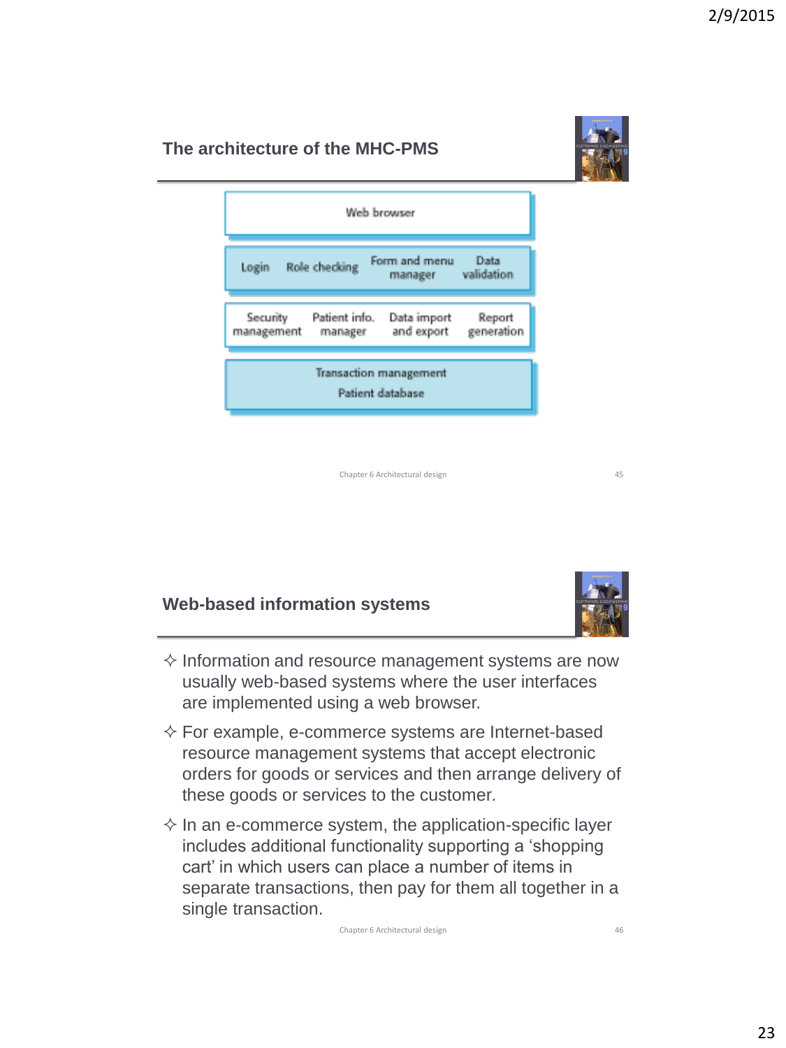## The architecture of the MHC-PMS

| Web browser | | | |
|---|---|---|---|
| Login | Role checking | Form and menu manager | Data validation |
| Security management | Patient info. manager | Data import and export | Report generation |
| Transaction management | | | |
| Patient database | | | |

## Web-based information systems

✧ Information and resource management systems are now usually web-based systems where the user interfaces are implemented using a web browser.

✧ For example, e-commerce systems are Internet-based resource management systems that accept electronic orders for goods or services and then arrange delivery of these goods or services to the customer.

✧ In an e-commerce system, the application-specific layer includes additional functionality supporting a 'shopping cart' in which users can place a number of items in separate transactions, then pay for them all together in a single transaction.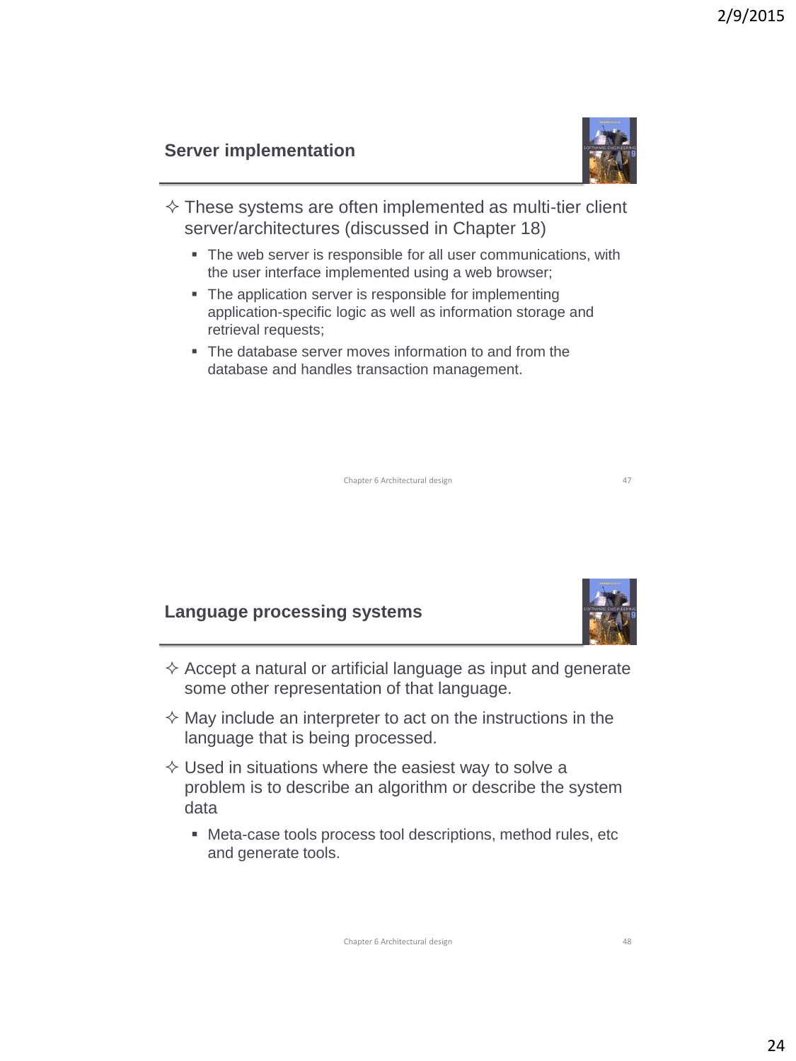## Server implementation

- These systems are often implemented as multi-tier client server/architectures (discussed in Chapter 18)
  - The web server is responsible for all user communications, with the user interface implemented using a web browser;
  - The application server is responsible for implementing application-specific logic as well as information storage and retrieval requests;
  - The database server moves information to and from the database and handles transaction management.

## Language processing systems

- Accept a natural or artificial language as input and generate some other representation of that language.
- May include an interpreter to act on the instructions in the language that is being processed.
- Used in situations where the easiest way to solve a problem is to describe an algorithm or describe the system data
  - Meta-case tools process tool descriptions, method rules, etc and generate tools.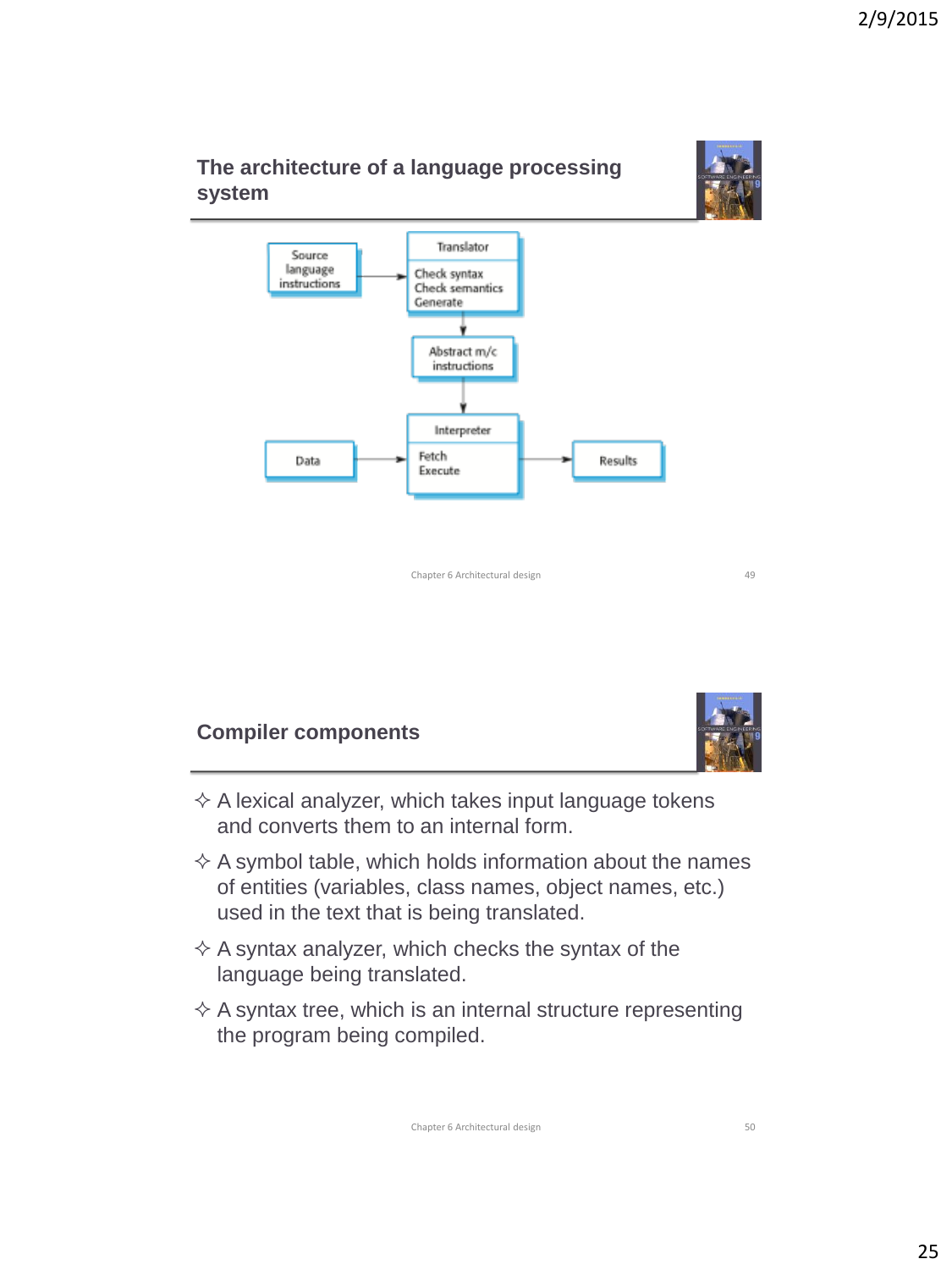## The architecture of a language processing system

Source language instructions → Translator (Check syntax, Check semantics, Generate) → Abstract m/c instructions → Interpreter (Fetch, Execute)

Data → Interpreter → Results

## Compiler components

- A lexical analyzer, which takes input language tokens and converts them to an internal form.
- A symbol table, which holds information about the names of entities (variables, class names, object names, etc.) used in the text that is being translated.
- A syntax analyzer, which checks the syntax of the language being translated.
- A syntax tree, which is an internal structure representing the program being compiled.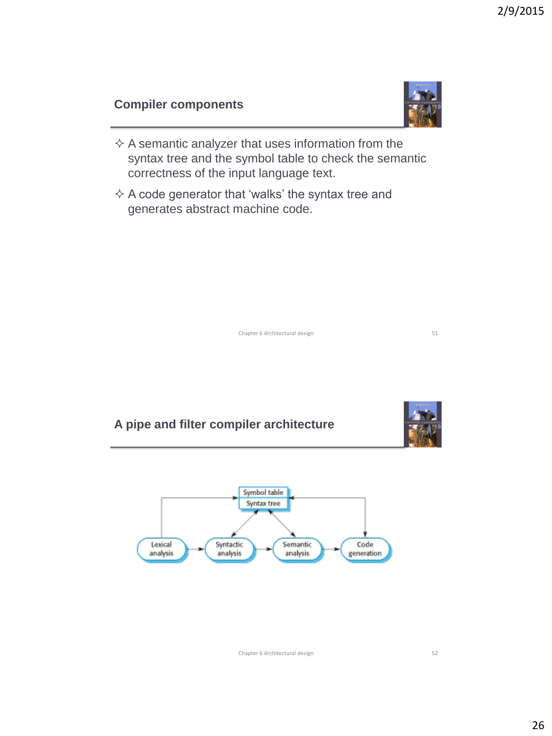## Compiler components

- A semantic analyzer that uses information from the syntax tree and the symbol table to check the semantic correctness of the input language text.
- A code generator that 'walks' the syntax tree and generates abstract machine code.

## A pipe and filter compiler architecture

Symbol table
Syntax tree

Lexical analysis → Syntactic analysis → Semantic analysis → Code generation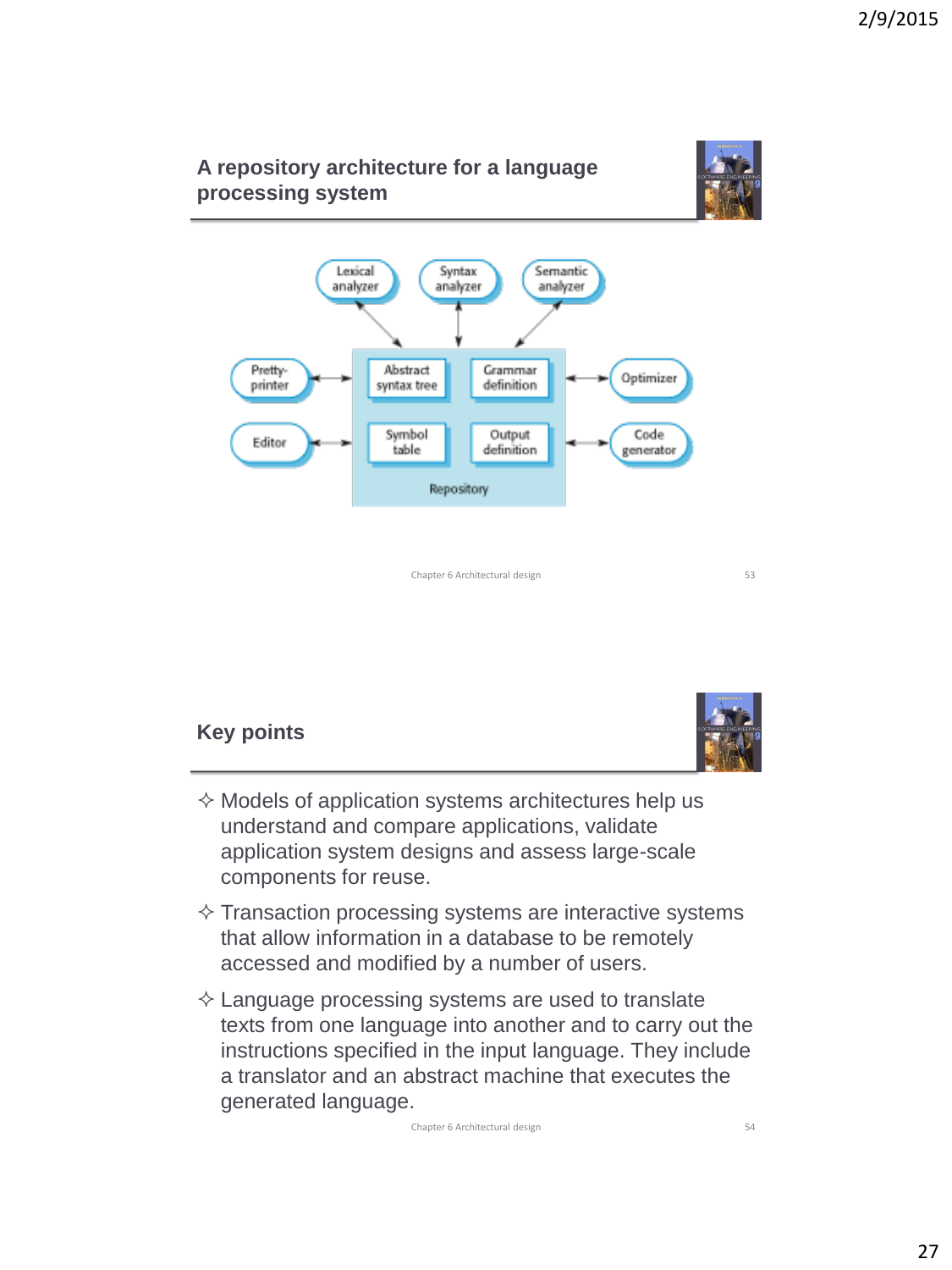## A repository architecture for a language processing system

Lexical analyzer

Syntax analyzer

Semantic analyzer

Pretty-printer

Abstract syntax tree

Grammar definition

Optimizer

Editor

Symbol table

Output definition

Code generator

Repository

## Key points

- ✧ Models of application systems architectures help us understand and compare applications, validate application system designs and assess large-scale components for reuse.
- ✧ Transaction processing systems are interactive systems that allow information in a database to be remotely accessed and modified by a number of users.
- ✧ Language processing systems are used to translate texts from one language into another and to carry out the instructions specified in the input language. They include a translator and an abstract machine that executes the generated language.